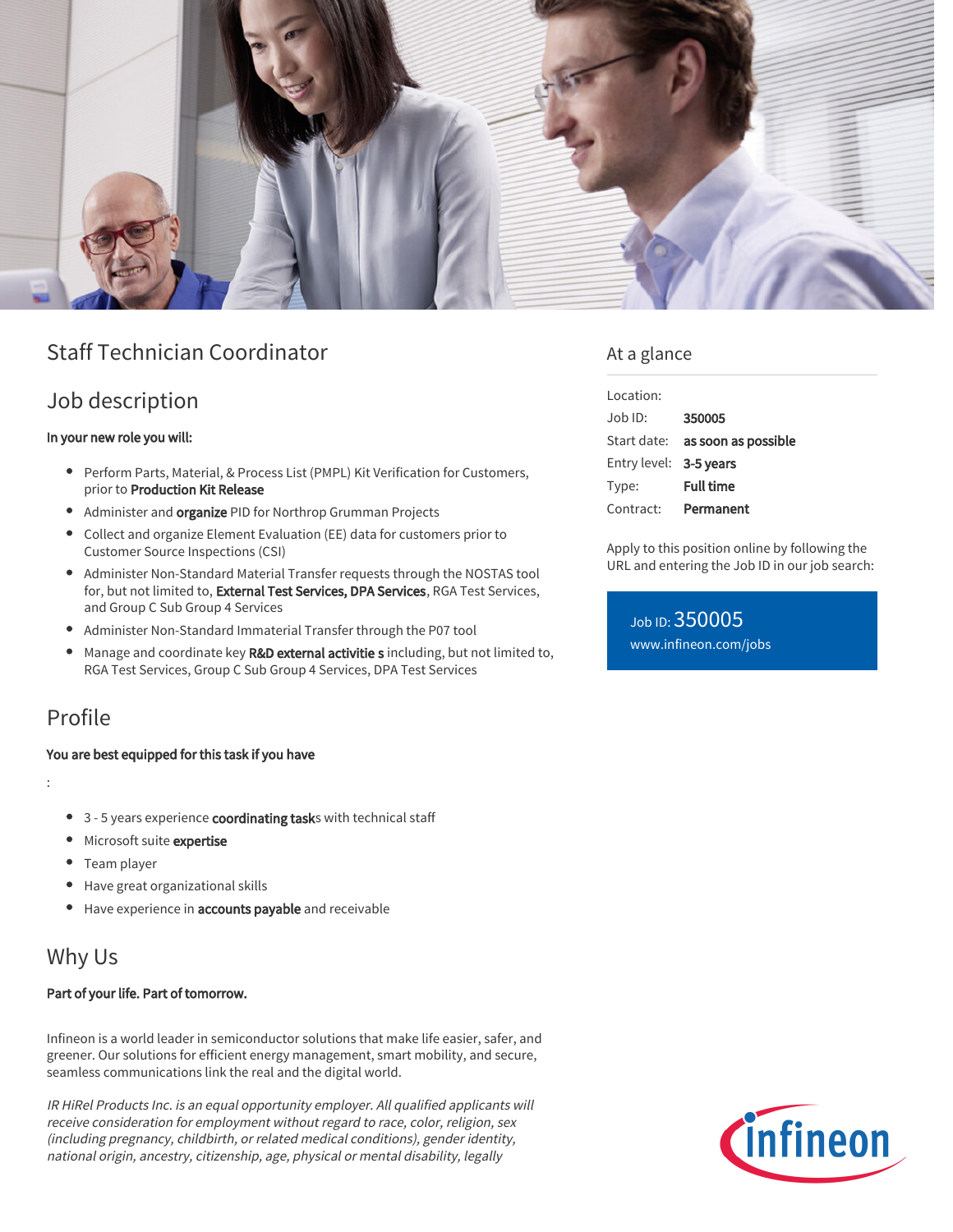# Staff Technician Coordinator

## Job description

**In your new role you will:**

- Perform Parts, Material, & Process List (PMPL) Kit Verification for Customers, prior to **Production Kit Release**
- Administer and **organize** PID for Northrop Grumman Projects
- Collect and organize Element Evaluation (EE) data for customers prior to Customer Source Inspections (CSI)
- Administer Non-Standard Material Transfer requests through the NOSTAS tool for, but not limited to, **External Test Services, DPA Services**, RGA Test Services, and Group C Sub Group 4 Services
- Administer Non-Standard Immaterial Transfer through the P07 tool
- Manage and coordinate key **R&D external activitie s** including, but not limited to, RGA Test Services, Group C Sub Group 4 Services, DPA Test Services

## Profile

**You are best equipped for this task if you have**

:

- 3 - 5 years experience **coordinating task**s with technical staff
- Microsoft suite **expertise**
- Team player
- Have great organizational skills
- Have experience in **accounts payable** and receivable

## Why Us

**Part of your life. Part of tomorrow.**

Infineon is a world leader in semiconductor solutions that make life easier, safer, and greener. Our solutions for efficient energy management, smart mobility, and secure, seamless communications link the real and the digital world.

*IR HiRel Products Inc. is an equal opportunity employer. All qualified applicants will receive consideration for employment without regard to race, color, religion, sex (including pregnancy, childbirth, or related medical conditions), gender identity, national origin, ancestry, citizenship, age, physical or mental disability, legally*

## At a glance

| | |
|---|---|
| Location: | |
| Job ID: | **350005** |
| Start date: | **as soon as possible** |
| Entry level: | **3-5 years** |
| Type: | **Full time** |
| Contract: | **Permanent** |

Apply to this position online by following the URL and entering the Job ID in our job search:

Job ID: 350005
www.infineon.com/jobs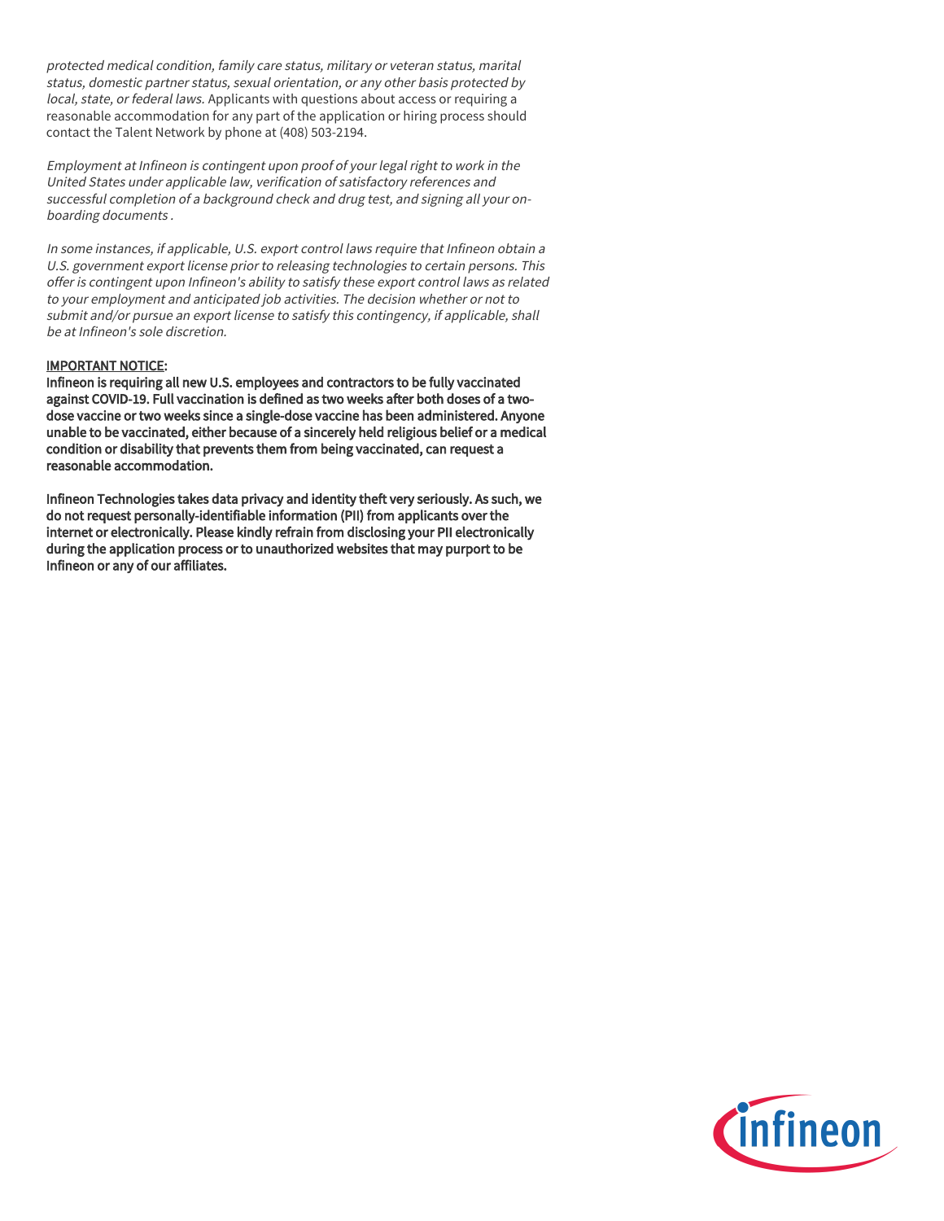*protected medical condition, family care status, military or veteran status, marital status, domestic partner status, sexual orientation, or any other basis protected by local, state, or federal laws.* Applicants with questions about access or requiring a reasonable accommodation for any part of the application or hiring process should contact the Talent Network by phone at (408) 503-2194.

*Employment at Infineon is contingent upon proof of your legal right to work in the United States under applicable law, verification of satisfactory references and successful completion of a background check and drug test, and signing all your on-boarding documents .*

*In some instances, if applicable, U.S. export control laws require that Infineon obtain a U.S. government export license prior to releasing technologies to certain persons. This offer is contingent upon Infineon's ability to satisfy these export control laws as related to your employment and anticipated job activities. The decision whether or not to submit and/or pursue an export license to satisfy this contingency, if applicable, shall be at Infineon's sole discretion.*

**IMPORTANT NOTICE:**
**Infineon is requiring all new U.S. employees and contractors to be fully vaccinated against COVID-19. Full vaccination is defined as two weeks after both doses of a two-dose vaccine or two weeks since a single-dose vaccine has been administered. Anyone unable to be vaccinated, either because of a sincerely held religious belief or a medical condition or disability that prevents them from being vaccinated, can request a reasonable accommodation.**

**Infineon Technologies takes data privacy and identity theft very seriously. As such, we do not request personally-identifiable information (PII) from applicants over the internet or electronically. Please kindly refrain from disclosing your PII electronically during the application process or to unauthorized websites that may purport to be Infineon or any of our affiliates.**

infineon